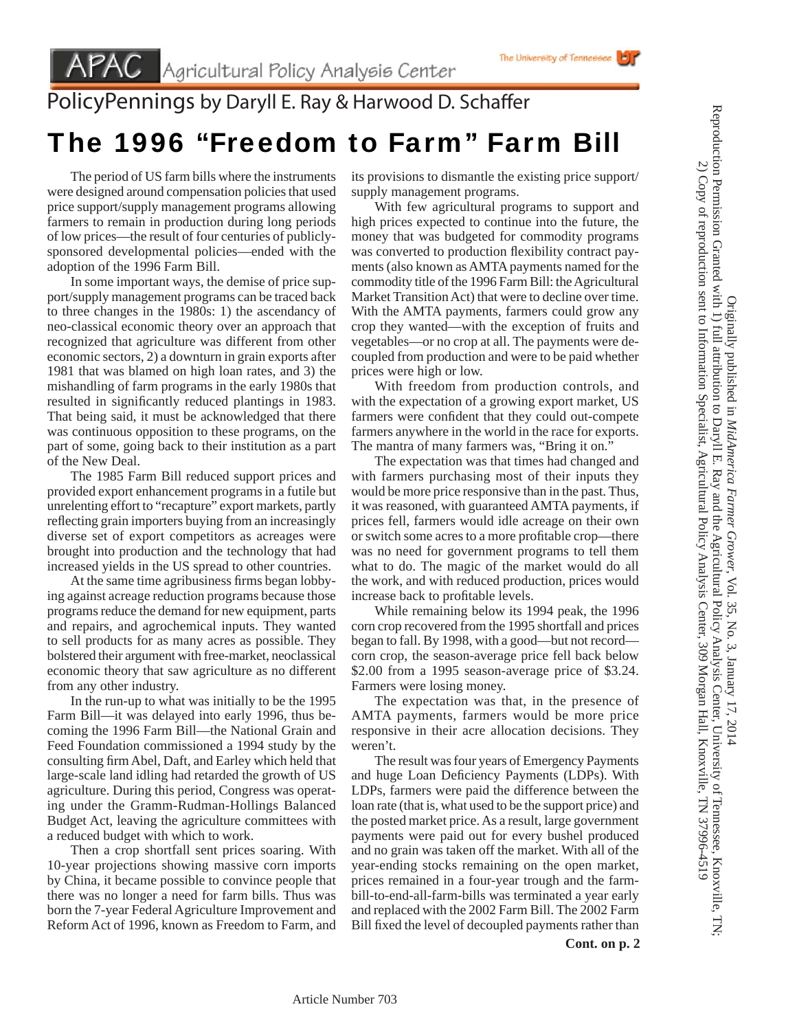APAC Agricultural Policy Analysis Center

The University of Tennessee

PolicyPennings by Daryll E. Ray & Harwood D. Schaffer

# The 1996 "Freedom to Farm" Farm Bill

The period of US farm bills where the instruments were designed around compensation policies that used price support/supply management programs allowing farmers to remain in production during long periods of low prices—the result of four centuries of publicly-sponsored developmental policies—ended with the adoption of the 1996 Farm Bill.

In some important ways, the demise of price support/supply management programs can be traced back to three changes in the 1980s: 1) the ascendancy of neo-classical economic theory over an approach that recognized that agriculture was different from other economic sectors, 2) a downturn in grain exports after 1981 that was blamed on high loan rates, and 3) the mishandling of farm programs in the early 1980s that resulted in significantly reduced plantings in 1983. That being said, it must be acknowledged that there was continuous opposition to these programs, on the part of some, going back to their institution as a part of the New Deal.

The 1985 Farm Bill reduced support prices and provided export enhancement programs in a futile but unrelenting effort to "recapture" export markets, partly reflecting grain importers buying from an increasingly diverse set of export competitors as acreages were brought into production and the technology that had increased yields in the US spread to other countries.

At the same time agribusiness firms began lobbying against acreage reduction programs because those programs reduce the demand for new equipment, parts and repairs, and agrochemical inputs. They wanted to sell products for as many acres as possible. They bolstered their argument with free-market, neoclassical economic theory that saw agriculture as no different from any other industry.

In the run-up to what was initially to be the 1995 Farm Bill—it was delayed into early 1996, thus becoming the 1996 Farm Bill—the National Grain and Feed Foundation commissioned a 1994 study by the consulting firm Abel, Daft, and Earley which held that large-scale land idling had retarded the growth of US agriculture. During this period, Congress was operating under the Gramm-Rudman-Hollings Balanced Budget Act, leaving the agriculture committees with a reduced budget with which to work.

Then a crop shortfall sent prices soaring. With 10-year projections showing massive corn imports by China, it became possible to convince people that there was no longer a need for farm bills. Thus was born the 7-year Federal Agriculture Improvement and Reform Act of 1996, known as Freedom to Farm, and its provisions to dismantle the existing price support/supply management programs.

With few agricultural programs to support and high prices expected to continue into the future, the money that was budgeted for commodity programs was converted to production flexibility contract payments (also known as AMTA payments named for the commodity title of the 1996 Farm Bill: the Agricultural Market Transition Act) that were to decline over time. With the AMTA payments, farmers could grow any crop they wanted—with the exception of fruits and vegetables—or no crop at all. The payments were decoupled from production and were to be paid whether prices were high or low.

With freedom from production controls, and with the expectation of a growing export market, US farmers were confident that they could out-compete farmers anywhere in the world in the race for exports. The mantra of many farmers was, "Bring it on."

The expectation was that times had changed and with farmers purchasing most of their inputs they would be more price responsive than in the past. Thus, it was reasoned, with guaranteed AMTA payments, if prices fell, farmers would idle acreage on their own or switch some acres to a more profitable crop—there was no need for government programs to tell them what to do. The magic of the market would do all the work, and with reduced production, prices would increase back to profitable levels.

While remaining below its 1994 peak, the 1996 corn crop recovered from the 1995 shortfall and prices began to fall. By 1998, with a good—but not record—corn crop, the season-average price fell back below \$2.00 from a 1995 season-average price of \$3.24. Farmers were losing money.

The expectation was that, in the presence of AMTA payments, farmers would be more price responsive in their acre allocation decisions. They weren't.

The result was four years of Emergency Payments and huge Loan Deficiency Payments (LDPs). With LDPs, farmers were paid the difference between the loan rate (that is, what used to be the support price) and the posted market price. As a result, large government payments were paid out for every bushel produced and no grain was taken off the market. With all of the year-ending stocks remaining on the open market, prices remained in a four-year trough and the farm-bill-to-end-all-farm-bills was terminated a year early and replaced with the 2002 Farm Bill. The 2002 Farm Bill fixed the level of decoupled payments rather than

**Cont. on p. 2**

Originally published in *MidAmerica Farmer Grower*, Vol. 35, No. 3, January 17, 2014

Reproduction Permission Granted with 1) full attribution to Daryll E. Ray and the Agricultural Policy Analysis Center, University of Tennessee, Knoxville, TN; 2) Copy of reproduction sent to Information Specialist, Agricultural Policy Analysis Center, 309 Morgan Hall, Knoxville, TN 37996-4519

Article Number 703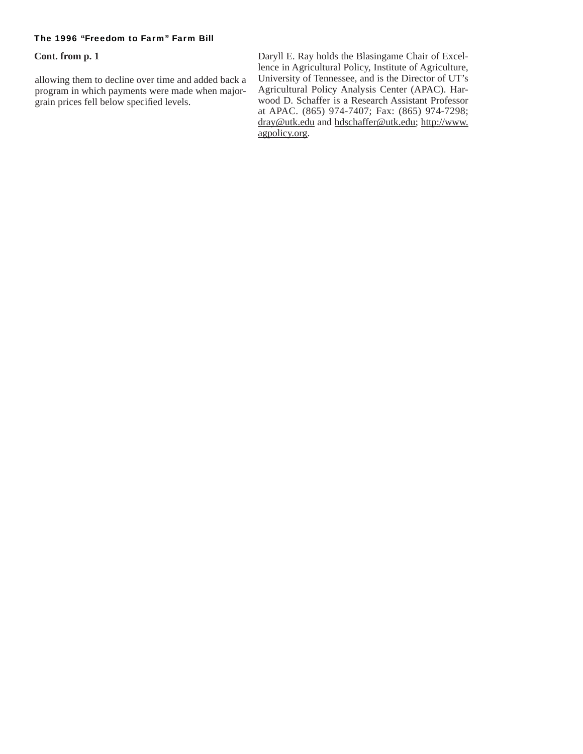**Cont. from p. 1**

allowing them to decline over time and added back a program in which payments were made when major-grain prices fell below specified levels.

Daryll E. Ray holds the Blasingame Chair of Excellence in Agricultural Policy, Institute of Agriculture, University of Tennessee, and is the Director of UT's Agricultural Policy Analysis Center (APAC). Harwood D. Schaffer is a Research Assistant Professor at APAC. (865) 974-7407; Fax: (865) 974-7298; dray@utk.edu and hdschaffer@utk.edu; http://www.agpolicy.org.